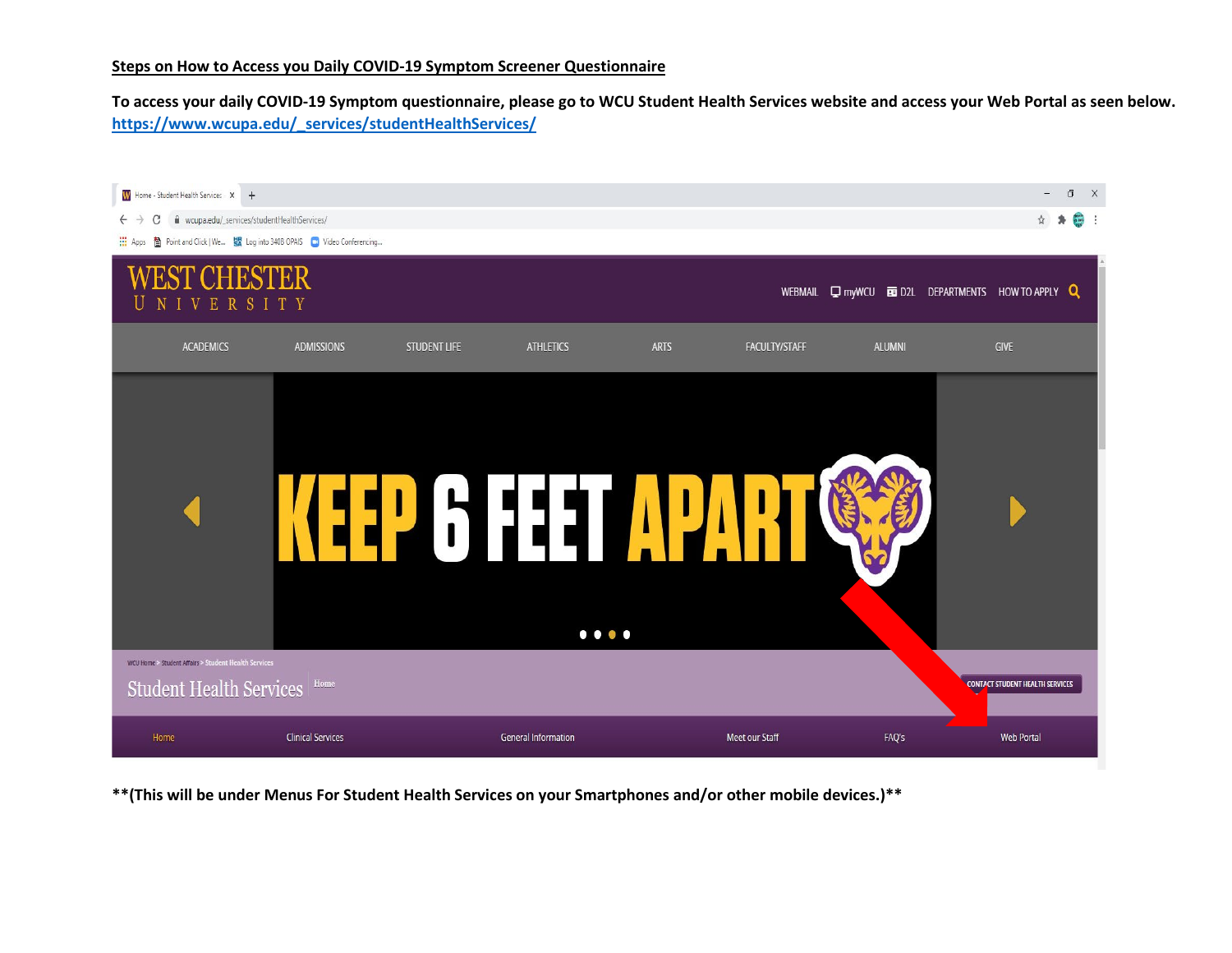**Steps on How to Access you Daily COVID-19 Symptom Screener Questionnaire**

**To access your daily COVID-19 Symptom questionnaire, please go to WCU Student Health Services website and access your Web Portal as seen below.**
**https://www.wcupa.edu/_services/studentHealthServices/**

**(This will be under Menus For Student Health Services on your Smartphones and/or other mobile devices.)**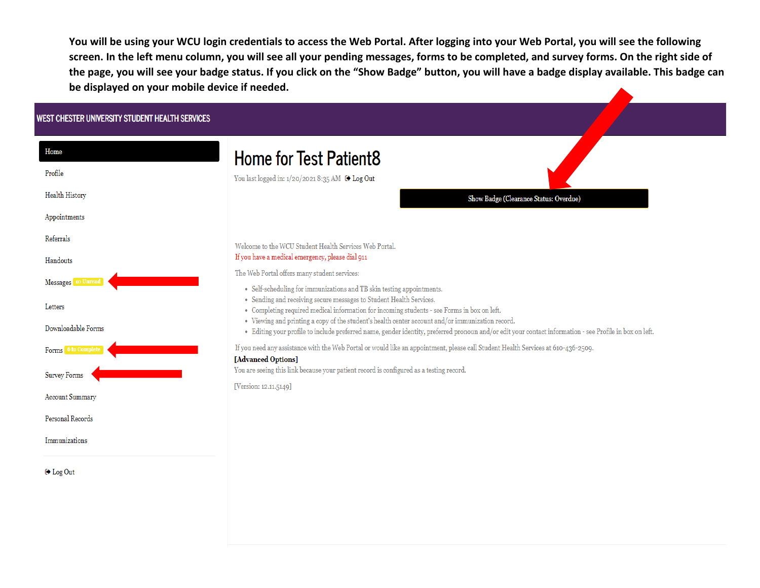**You will be using your WCU login credentials to access the Web Portal. After logging into your Web Portal, you will see the following screen. In the left menu column, you will see all your pending messages, forms to be completed, and survey forms. On the right side of the page, you will see your badge status. If you click on the "Show Badge" button, you will have a badge display available. This badge can be displayed on your mobile device if needed.**

WEST CHESTER UNIVERSITY STUDENT HEALTH SERVICES

- Home
- Profile
- Health History
- Appointments
- Referrals
- Handouts
- Messages 10 Unread
- Letters
- Downloadable Forms
- Forms 6 to Complete
- Survey Forms
- Account Summary
- Personal Records
- Immunizations
- Log Out

# Home for Test Patient8

You last logged in: 1/20/2021 8:35 AM Log Out

Show Badge (Clearance Status: Overdue)

Welcome to the WCU Student Health Services Web Portal.

If you have a medical emergency, please dial 911

The Web Portal offers many student services:

- Self-scheduling for immunizations and TB skin testing appointments.
- Sending and receiving secure messages to Student Health Services.
- Completing required medical information for incoming students - see Forms in box on left.
- Viewing and printing a copy of the student's health center account and/or immunization record.
- Editing your profile to include preferred name, gender identity, preferred pronoun and/or edit your contact information - see Profile in box on left.

If you need any assistance with the Web Portal or would like an appointment, please call Student Health Services at 610-436-2509.

**[Advanced Options]**

You are seeing this link because your patient record is configured as a testing record.

[Version: 12.11.5149]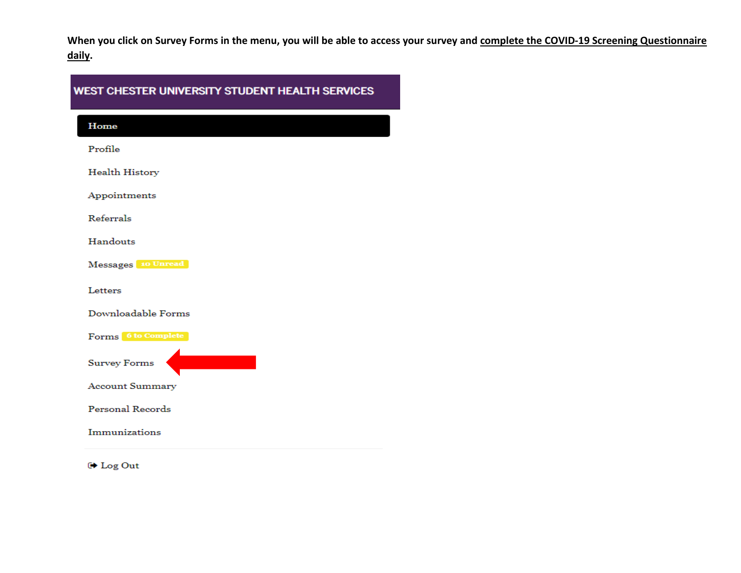**When you click on Survey Forms in the menu, you will be able to access your survey and <u>complete the COVID-19 Screening Questionnaire daily</u>.**

WEST CHESTER UNIVERSITY STUDENT HEALTH SERVICES

- Home
- Profile
- Health History
- Appointments
- Referrals
- Handouts
- Messages 10 Unread
- Letters
- Downloadable Forms
- Forms 6 to Complete
- Survey Forms
- Account Summary
- Personal Records
- Immunizations

Log Out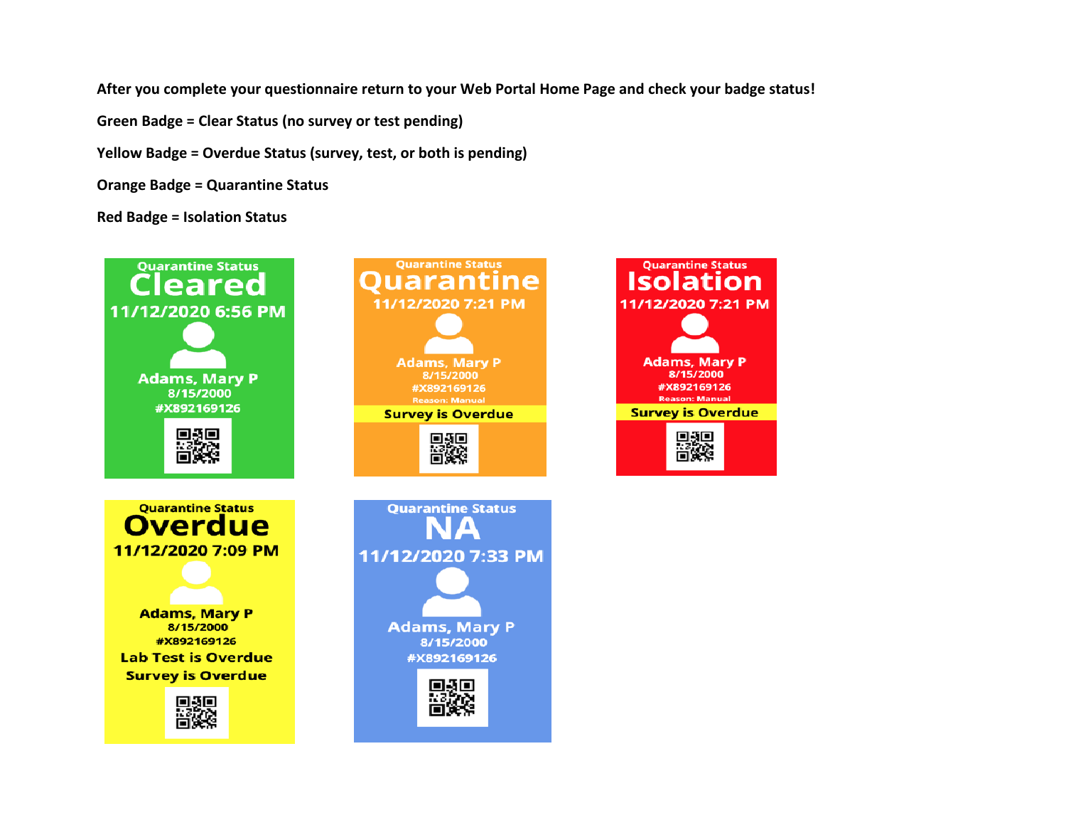**After you complete your questionnaire return to your Web Portal Home Page and check your badge status!**

**Green Badge = Clear Status (no survey or test pending)**

**Yellow Badge = Overdue Status (survey, test, or both is pending)**

**Orange Badge = Quarantine Status**

**Red Badge = Isolation Status**

Quarantine Status
Cleared
11/12/2020 6:56 PM
Adams, Mary P
8/15/2000
#X892169126

Quarantine Status
Quarantine
11/12/2020 7:21 PM
Adams, Mary P
8/15/2000
#X892169126
Reason: Manual
Survey is Overdue

Quarantine Status
Isolation
11/12/2020 7:21 PM
Adams, Mary P
8/15/2000
#X892169126
Reason: Manual
Survey is Overdue

Quarantine Status
Overdue
11/12/2020 7:09 PM
Adams, Mary P
8/15/2000
#X892169126
Lab Test is Overdue
Survey is Overdue

Quarantine Status
NA
11/12/2020 7:33 PM
Adams, Mary P
8/15/2000
#X892169126